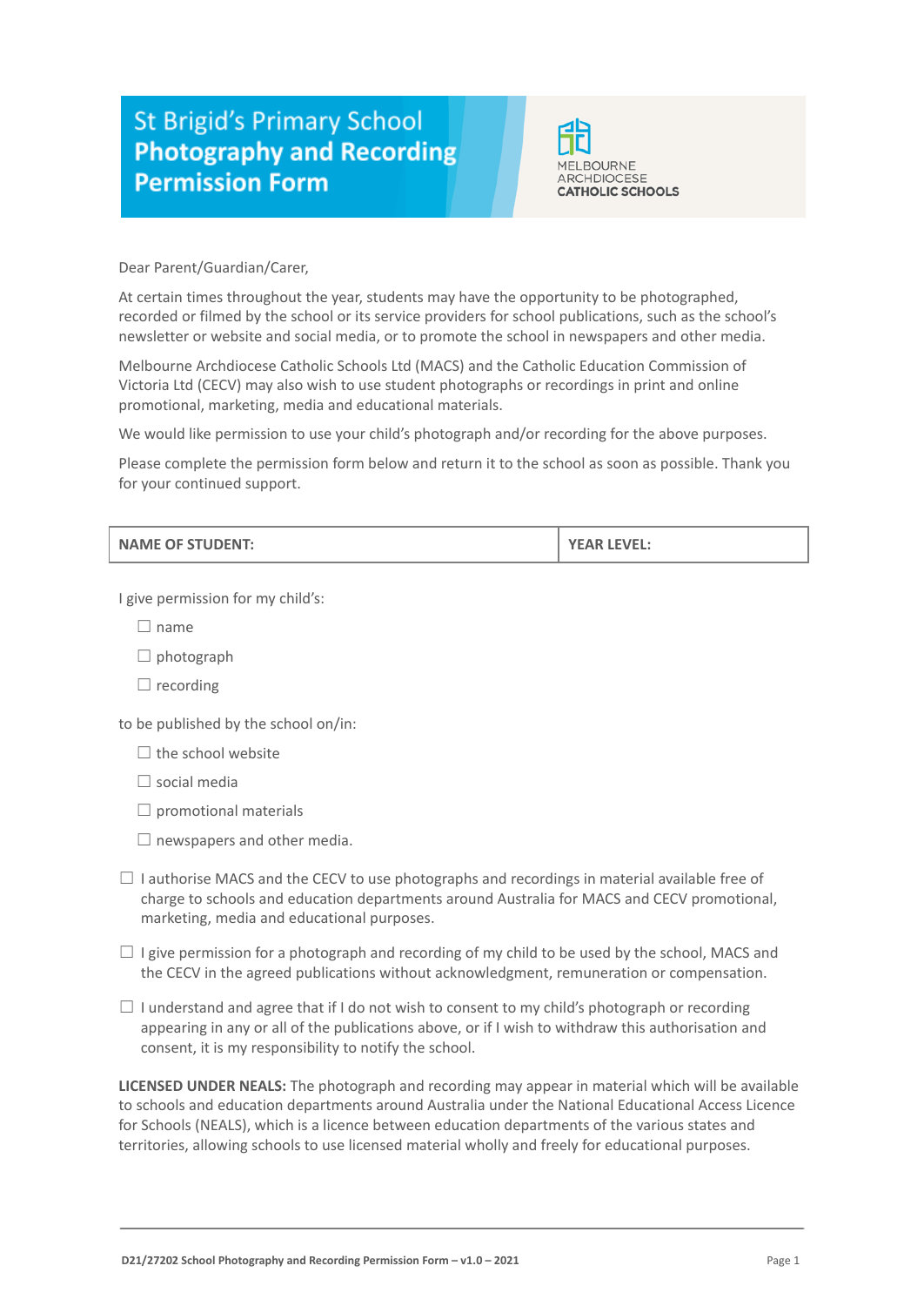# St Brigid's Primary School Photography and Recording Permission Form

MELBOURNE ARCHDIOCESE CATHOLIC SCHOOLS

Dear Parent/Guardian/Carer,

At certain times throughout the year, students may have the opportunity to be photographed, recorded or filmed by the school or its service providers for school publications, such as the school's newsletter or website and social media, or to promote the school in newspapers and other media.

Melbourne Archdiocese Catholic Schools Ltd (MACS) and the Catholic Education Commission of Victoria Ltd (CECV) may also wish to use student photographs or recordings in print and online promotional, marketing, media and educational materials.

We would like permission to use your child's photograph and/or recording for the above purposes.

Please complete the permission form below and return it to the school as soon as possible. Thank you for your continued support.

| NAME OF STUDENT: | YEAR LEVEL: |
|---|---|

I give permission for my child's:

- ☐ name
- ☐ photograph
- ☐ recording

to be published by the school on/in:

- ☐ the school website
- ☐ social media
- ☐ promotional materials
- ☐ newspapers and other media.

☐ I authorise MACS and the CECV to use photographs and recordings in material available free of charge to schools and education departments around Australia for MACS and CECV promotional, marketing, media and educational purposes.

☐ I give permission for a photograph and recording of my child to be used by the school, MACS and the CECV in the agreed publications without acknowledgment, remuneration or compensation.

☐ I understand and agree that if I do not wish to consent to my child's photograph or recording appearing in any or all of the publications above, or if I wish to withdraw this authorisation and consent, it is my responsibility to notify the school.

**LICENSED UNDER NEALS:** The photograph and recording may appear in material which will be available to schools and education departments around Australia under the National Educational Access Licence for Schools (NEALS), which is a licence between education departments of the various states and territories, allowing schools to use licensed material wholly and freely for educational purposes.

D21/27202 School Photography and Recording Permission Form – v1.0 – 2021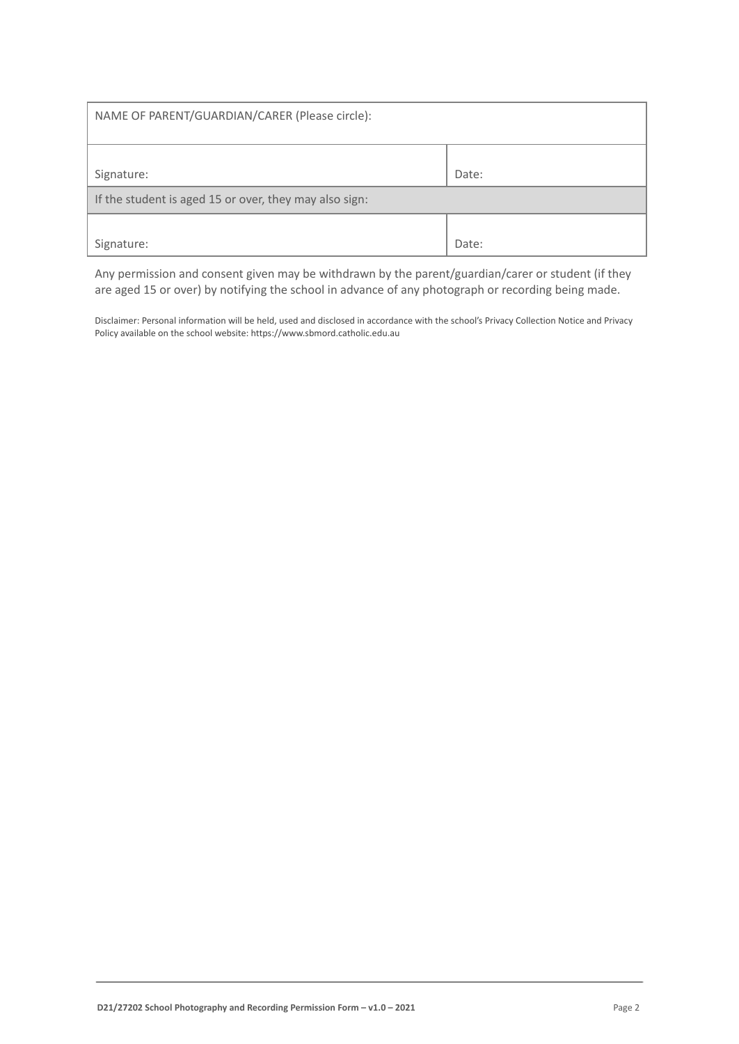| NAME OF PARENT/GUARDIAN/CARER (Please circle): | |
|---|---|
| Signature: | Date: |
| If the student is aged 15 or over, they may also sign: | |
| Signature: | Date: |

Any permission and consent given may be withdrawn by the parent/guardian/carer or student (if they are aged 15 or over) by notifying the school in advance of any photograph or recording being made.

Disclaimer: Personal information will be held, used and disclosed in accordance with the school's Privacy Collection Notice and Privacy Policy available on the school website: https://www.sbmord.catholic.edu.au

**D21/27202 School Photography and Recording Permission Form – v1.0 – 2021**